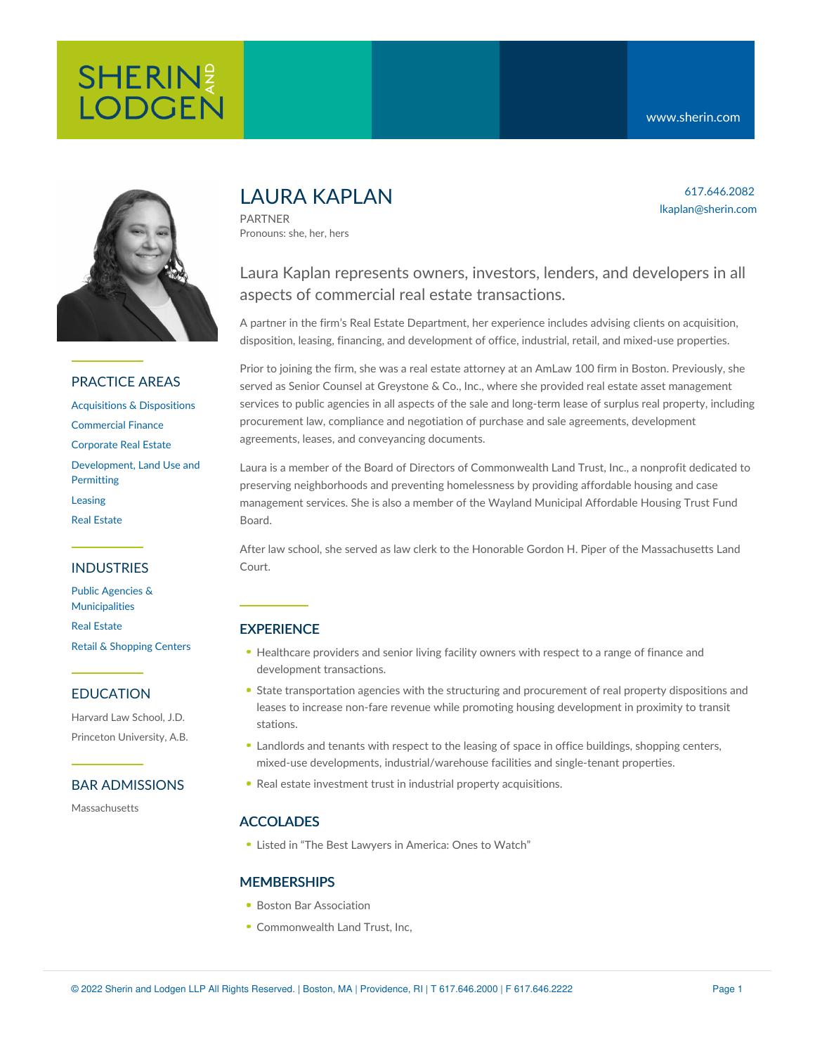SHERIN AND LODGEN

www.sherin.com

# LAURA KAPLAN

PARTNER

Pronouns: she, her, hers

617.646.2082

lkaplan@sherin.com

Laura Kaplan represents owners, investors, lenders, and developers in all aspects of commercial real estate transactions.

A partner in the firm's Real Estate Department, her experience includes advising clients on acquisition, disposition, leasing, financing, and development of office, industrial, retail, and mixed-use properties.

Prior to joining the firm, she was a real estate attorney at an AmLaw 100 firm in Boston. Previously, she served as Senior Counsel at Greystone & Co., Inc., where she provided real estate asset management services to public agencies in all aspects of the sale and long-term lease of surplus real property, including procurement law, compliance and negotiation of purchase and sale agreements, development agreements, leases, and conveyancing documents.

Laura is a member of the Board of Directors of Commonwealth Land Trust, Inc., a nonprofit dedicated to preserving neighborhoods and preventing homelessness by providing affordable housing and case management services. She is also a member of the Wayland Municipal Affordable Housing Trust Fund Board.

After law school, she served as law clerk to the Honorable Gordon H. Piper of the Massachusetts Land Court.

## PRACTICE AREAS

- Acquisitions & Dispositions
- Commercial Finance
- Corporate Real Estate
- Development, Land Use and Permitting
- Leasing
- Real Estate

## INDUSTRIES

- Public Agencies & Municipalities
- Real Estate
- Retail & Shopping Centers

## EDUCATION

Harvard Law School, J.D.

Princeton University, A.B.

## BAR ADMISSIONS

Massachusetts

## EXPERIENCE

- Healthcare providers and senior living facility owners with respect to a range of finance and development transactions.
- State transportation agencies with the structuring and procurement of real property dispositions and leases to increase non-fare revenue while promoting housing development in proximity to transit stations.
- Landlords and tenants with respect to the leasing of space in office buildings, shopping centers, mixed-use developments, industrial/warehouse facilities and single-tenant properties.
- Real estate investment trust in industrial property acquisitions.

## ACCOLADES

- Listed in "The Best Lawyers in America: Ones to Watch"

## MEMBERSHIPS

- Boston Bar Association
- Commonwealth Land Trust, Inc,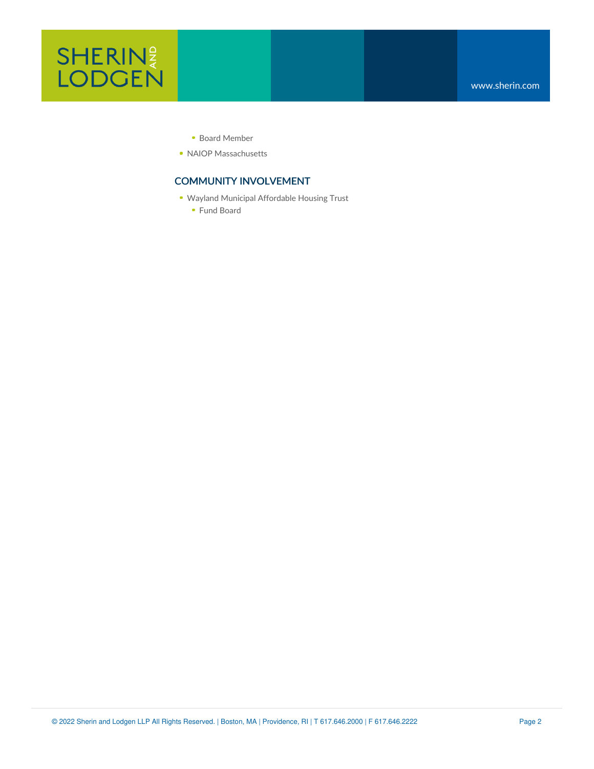- Board Member
- NAIOP Massachusetts

## COMMUNITY INVOLVEMENT

- Wayland Municipal Affordable Housing Trust
  - Fund Board